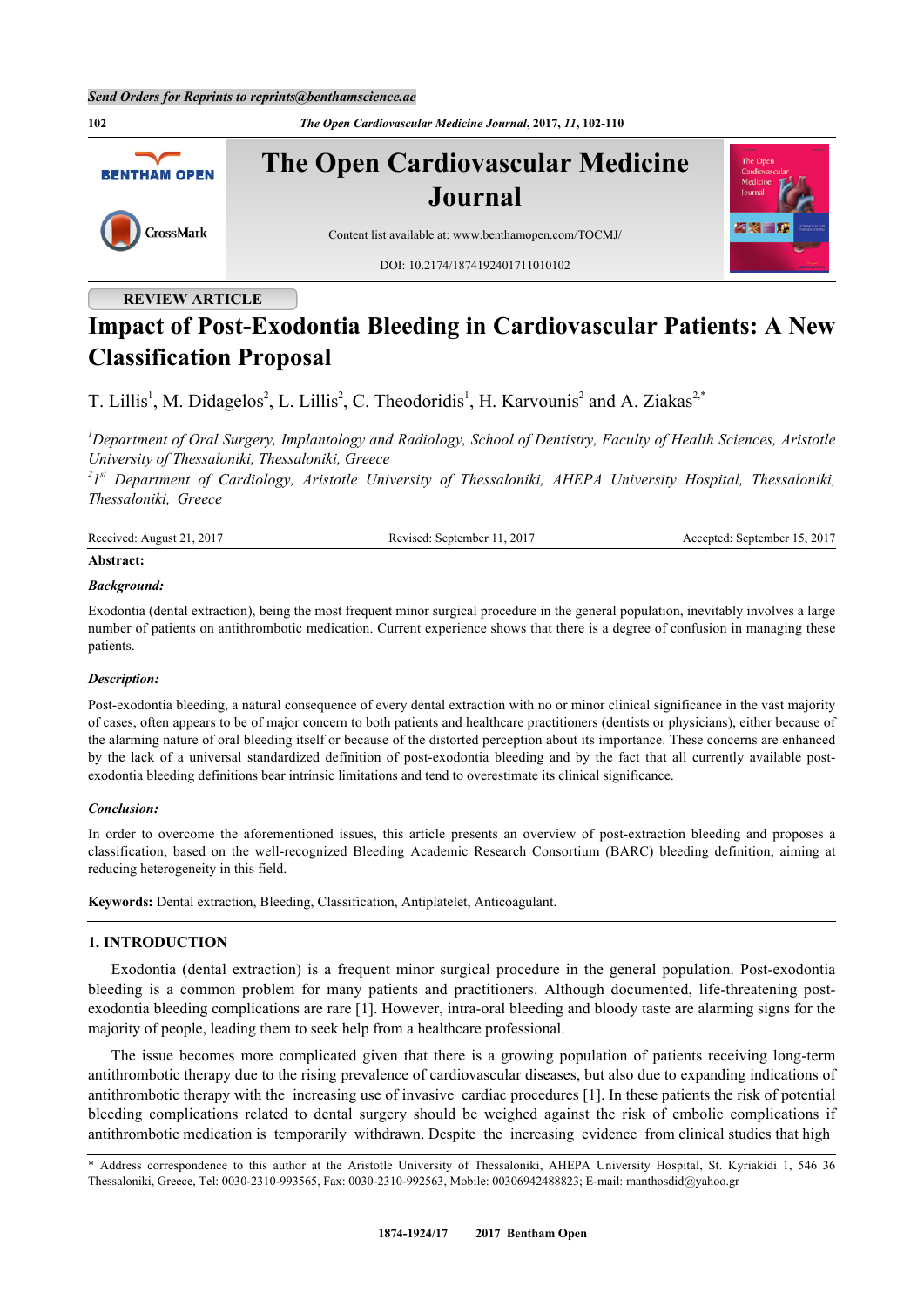Send Orders for Reprints to reprints@benthamscience.ae

# The Open Cardiovascular Medicine Journal

Content list available at: www.benthamopen.com/TOCMJ/

DOI: 10.2174/1874192401711010102

**REVIEW ARTICLE**

# Impact of Post-Exodontia Bleeding in Cardiovascular Patients: A New Classification Proposal

T. Lillis[1], M. Didagelos[2], L. Lillis[2], C. Theodoridis[1], H. Karvounis[2] and A. Ziakas[2,*]

*[1]Department of Oral Surgery, Implantology and Radiology, School of Dentistry, Faculty of Health Sciences, Aristotle University of Thessaloniki, Thessaloniki, Greece*

*[2]1st Department of Cardiology, Aristotle University of Thessaloniki, AHEPA University Hospital, Thessaloniki, Thessaloniki, Greece*

Received: August 21, 2017 | Revised: September 11, 2017 | Accepted: September 15, 2017

**Abstract:**

***Background:***

Exodontia (dental extraction), being the most frequent minor surgical procedure in the general population, inevitably involves a large number of patients on antithrombotic medication. Current experience shows that there is a degree of confusion in managing these patients.

***Description:***

Post-exodontia bleeding, a natural consequence of every dental extraction with no or minor clinical significance in the vast majority of cases, often appears to be of major concern to both patients and healthcare practitioners (dentists or physicians), either because of the alarming nature of oral bleeding itself or because of the distorted perception about its importance. These concerns are enhanced by the lack of a universal standardized definition of post-exodontia bleeding and by the fact that all currently available post-exodontia bleeding definitions bear intrinsic limitations and tend to overestimate its clinical significance.

***Conclusion:***

In order to overcome the aforementioned issues, this article presents an overview of post-extraction bleeding and proposes a classification, based on the well-recognized Bleeding Academic Research Consortium (BARC) bleeding definition, aiming at reducing heterogeneity in this field.

**Keywords:** Dental extraction, Bleeding, Classification, Antiplatelet, Anticoagulant.

## 1. INTRODUCTION

Exodontia (dental extraction) is a frequent minor surgical procedure in the general population. Post-exodontia bleeding is a common problem for many patients and practitioners. Although documented, life-threatening post-exodontia bleeding complications are rare [1]. However, intra-oral bleeding and bloody taste are alarming signs for the majority of people, leading them to seek help from a healthcare professional.

The issue becomes more complicated given that there is a growing population of patients receiving long-term antithrombotic therapy due to the rising prevalence of cardiovascular diseases, but also due to expanding indications of antithrombotic therapy with the increasing use of invasive cardiac procedures [1]. In these patients the risk of potential bleeding complications related to dental surgery should be weighed against the risk of embolic complications if antithrombotic medication is temporarily withdrawn. Despite the increasing evidence from clinical studies that high

\* Address correspondence to this author at the Aristotle University of Thessaloniki, AHEPA University Hospital, St. Kyriakidi 1, 546 36 Thessaloniki, Greece, Tel: 0030-2310-993565, Fax: 0030-2310-992563, Mobile: 00306942488823; E-mail: manthosdid@yahoo.gr

1874-1924/17 2017 Bentham Open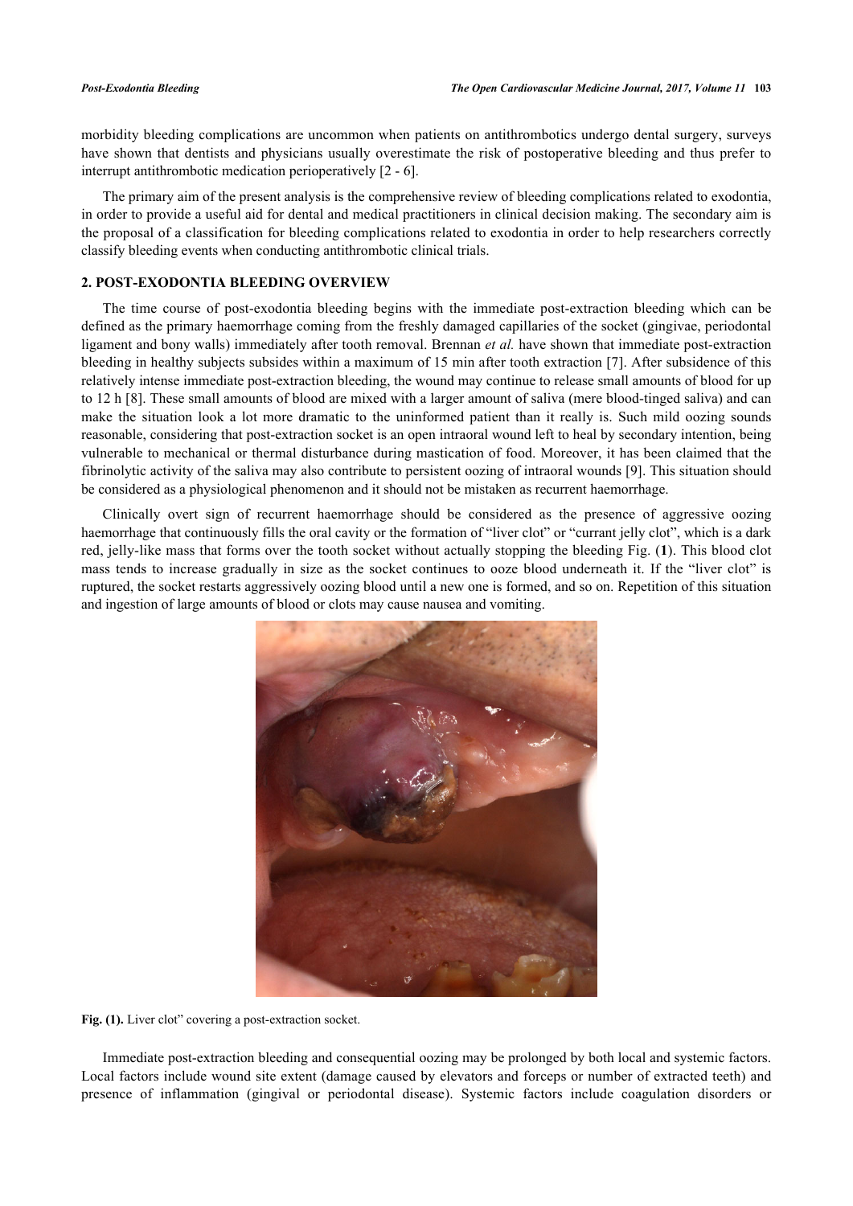morbidity bleeding complications are uncommon when patients on antithrombotics undergo dental surgery, surveys have shown that dentists and physicians usually overestimate the risk of postoperative bleeding and thus prefer to interrupt antithrombotic medication perioperatively [2 - 6].

The primary aim of the present analysis is the comprehensive review of bleeding complications related to exodontia, in order to provide a useful aid for dental and medical practitioners in clinical decision making. The secondary aim is the proposal of a classification for bleeding complications related to exodontia in order to help researchers correctly classify bleeding events when conducting antithrombotic clinical trials.

## 2. POST-EXODONTIA BLEEDING OVERVIEW

The time course of post-exodontia bleeding begins with the immediate post-extraction bleeding which can be defined as the primary haemorrhage coming from the freshly damaged capillaries of the socket (gingivae, periodontal ligament and bony walls) immediately after tooth removal. Brennan *et al.* have shown that immediate post-extraction bleeding in healthy subjects subsides within a maximum of 15 min after tooth extraction [7]. After subsidence of this relatively intense immediate post-extraction bleeding, the wound may continue to release small amounts of blood for up to 12 h [8]. These small amounts of blood are mixed with a larger amount of saliva (mere blood-tinged saliva) and can make the situation look a lot more dramatic to the uninformed patient than it really is. Such mild oozing sounds reasonable, considering that post-extraction socket is an open intraoral wound left to heal by secondary intention, being vulnerable to mechanical or thermal disturbance during mastication of food. Moreover, it has been claimed that the fibrinolytic activity of the saliva may also contribute to persistent oozing of intraoral wounds [9]. This situation should be considered as a physiological phenomenon and it should not be mistaken as recurrent haemorrhage.

Clinically overt sign of recurrent haemorrhage should be considered as the presence of aggressive oozing haemorrhage that continuously fills the oral cavity or the formation of "liver clot" or "currant jelly clot", which is a dark red, jelly-like mass that forms over the tooth socket without actually stopping the bleeding Fig. (**1**). This blood clot mass tends to increase gradually in size as the socket continues to ooze blood underneath it. If the "liver clot" is ruptured, the socket restarts aggressively oozing blood until a new one is formed, and so on. Repetition of this situation and ingestion of large amounts of blood or clots may cause nausea and vomiting.

**Fig. (1).** Liver clot" covering a post-extraction socket.

Immediate post-extraction bleeding and consequential oozing may be prolonged by both local and systemic factors. Local factors include wound site extent (damage caused by elevators and forceps or number of extracted teeth) and presence of inflammation (gingival or periodontal disease). Systemic factors include coagulation disorders or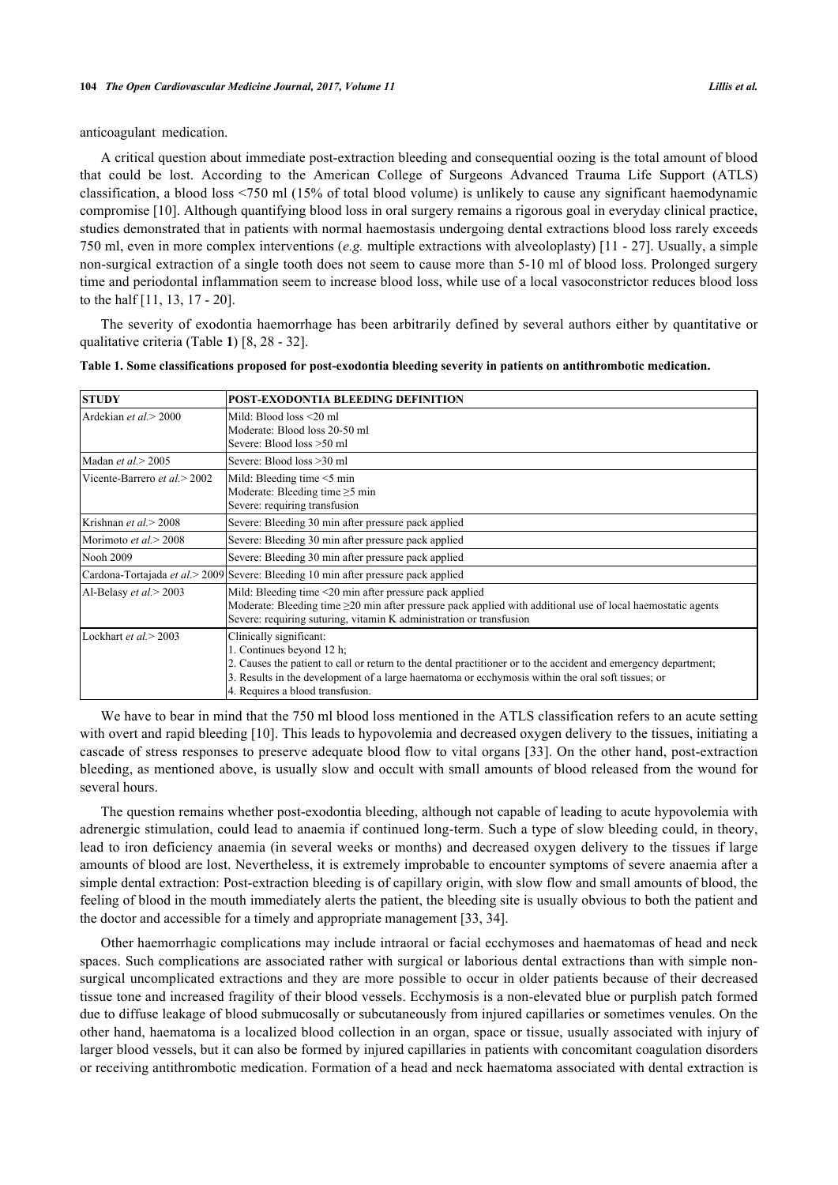anticoagulant medication.

A critical question about immediate post-extraction bleeding and consequential oozing is the total amount of blood that could be lost. According to the American College of Surgeons Advanced Trauma Life Support (ATLS) classification, a blood loss <750 ml (15% of total blood volume) is unlikely to cause any significant haemodynamic compromise [10]. Although quantifying blood loss in oral surgery remains a rigorous goal in everyday clinical practice, studies demonstrated that in patients with normal haemostasis undergoing dental extractions blood loss rarely exceeds 750 ml, even in more complex interventions (*e.g.* multiple extractions with alveoloplasty) [11 - 27]. Usually, a simple non-surgical extraction of a single tooth does not seem to cause more than 5-10 ml of blood loss. Prolonged surgery time and periodontal inflammation seem to increase blood loss, while use of a local vasoconstrictor reduces blood loss to the half [11, 13, 17 - 20].

The severity of exodontia haemorrhage has been arbitrarily defined by several authors either by quantitative or qualitative criteria (Table **1**) [8, 28 - 32].

**Table 1. Some classifications proposed for post-exodontia bleeding severity in patients on antithrombotic medication.**

| STUDY | POST-EXODONTIA BLEEDING DEFINITION |
|---|---|
| Ardekian *et al.*> 2000 | Mild: Blood loss <20 ml<br>Moderate: Blood loss 20-50 ml<br>Severe: Blood loss >50 ml |
| Madan *et al.*> 2005 | Severe: Blood loss >30 ml |
| Vicente-Barrero *et al.*> 2002 | Mild: Bleeding time <5 min<br>Moderate: Bleeding time ≥5 min<br>Severe: requiring transfusion |
| Krishnan *et al.*> 2008 | Severe: Bleeding 30 min after pressure pack applied |
| Morimoto *et al.*> 2008 | Severe: Bleeding 30 min after pressure pack applied |
| Nooh 2009 | Severe: Bleeding 30 min after pressure pack applied |
| Cardona-Tortajada *et al.*> 2009 | Severe: Bleeding 10 min after pressure pack applied |
| Al-Belasy *et al.*> 2003 | Mild: Bleeding time <20 min after pressure pack applied<br>Moderate: Bleeding time ≥20 min after pressure pack applied with additional use of local haemostatic agents<br>Severe: requiring suturing, vitamin K administration or transfusion |
| Lockhart *et al.*> 2003 | Clinically significant:<br>1. Continues beyond 12 h;<br>2. Causes the patient to call or return to the dental practitioner or to the accident and emergency department;<br>3. Results in the development of a large haematoma or ecchymosis within the oral soft tissues; or<br>4. Requires a blood transfusion. |

We have to bear in mind that the 750 ml blood loss mentioned in the ATLS classification refers to an acute setting with overt and rapid bleeding [10]. This leads to hypovolemia and decreased oxygen delivery to the tissues, initiating a cascade of stress responses to preserve adequate blood flow to vital organs [33]. On the other hand, post-extraction bleeding, as mentioned above, is usually slow and occult with small amounts of blood released from the wound for several hours.

The question remains whether post-exodontia bleeding, although not capable of leading to acute hypovolemia with adrenergic stimulation, could lead to anaemia if continued long-term. Such a type of slow bleeding could, in theory, lead to iron deficiency anaemia (in several weeks or months) and decreased oxygen delivery to the tissues if large amounts of blood are lost. Nevertheless, it is extremely improbable to encounter symptoms of severe anaemia after a simple dental extraction: Post-extraction bleeding is of capillary origin, with slow flow and small amounts of blood, the feeling of blood in the mouth immediately alerts the patient, the bleeding site is usually obvious to both the patient and the doctor and accessible for a timely and appropriate management [33, 34].

Other haemorrhagic complications may include intraoral or facial ecchymoses and haematomas of head and neck spaces. Such complications are associated rather with surgical or laborious dental extractions than with simple non-surgical uncomplicated extractions and they are more possible to occur in older patients because of their decreased tissue tone and increased fragility of their blood vessels. Ecchymosis is a non-elevated blue or purplish patch formed due to diffuse leakage of blood submucosally or subcutaneously from injured capillaries or sometimes venules. On the other hand, haematoma is a localized blood collection in an organ, space or tissue, usually associated with injury of larger blood vessels, but it can also be formed by injured capillaries in patients with concomitant coagulation disorders or receiving antithrombotic medication. Formation of a head and neck haematoma associated with dental extraction is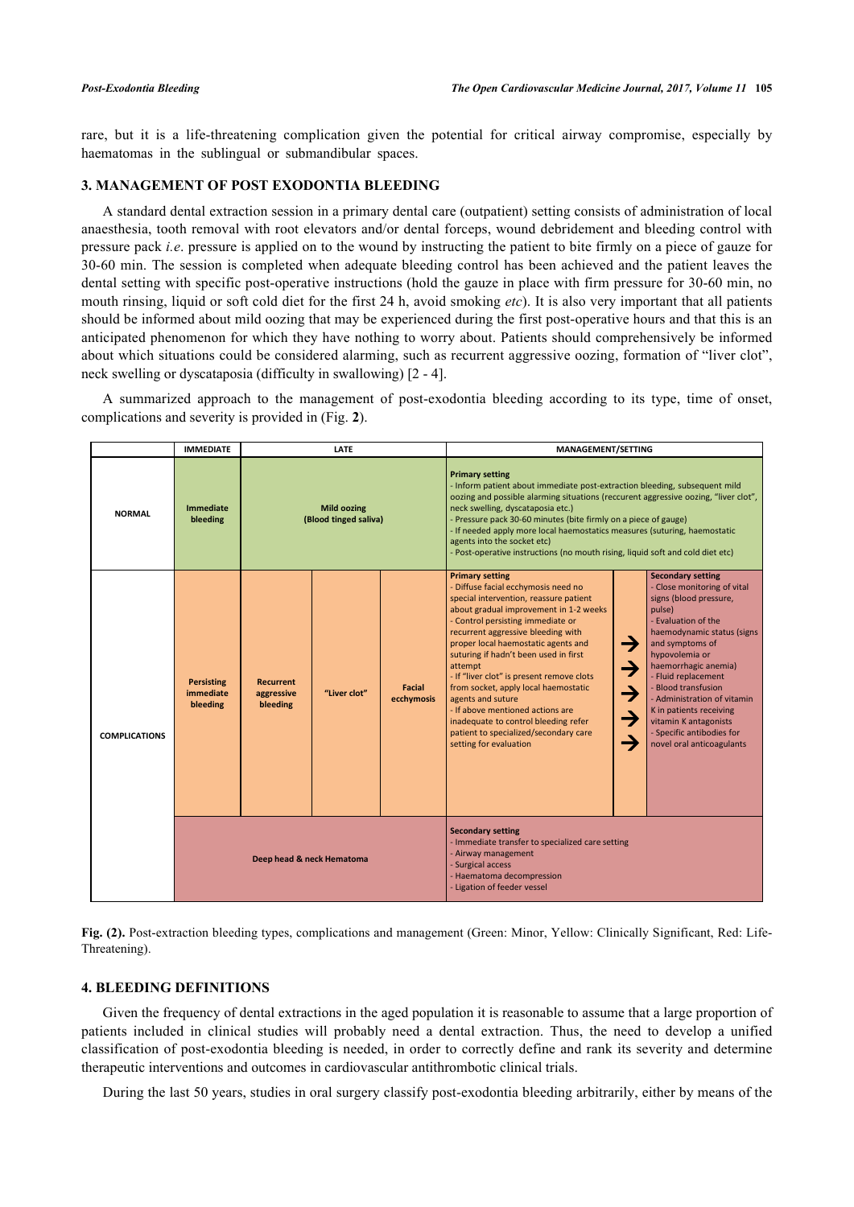rare, but it is a life-threatening complication given the potential for critical airway compromise, especially by haematomas in the sublingual or submandibular spaces.

## 3. MANAGEMENT OF POST EXODONTIA BLEEDING

A standard dental extraction session in a primary dental care (outpatient) setting consists of administration of local anaesthesia, tooth removal with root elevators and/or dental forceps, wound debridement and bleeding control with pressure pack *i.e*. pressure is applied on to the wound by instructing the patient to bite firmly on a piece of gauze for 30-60 min. The session is completed when adequate bleeding control has been achieved and the patient leaves the dental setting with specific post-operative instructions (hold the gauze in place with firm pressure for 30-60 min, no mouth rinsing, liquid or soft cold diet for the first 24 h, avoid smoking *etc*). It is also very important that all patients should be informed about mild oozing that may be experienced during the first post-operative hours and that this is an anticipated phenomenon for which they have nothing to worry about. Patients should comprehensively be informed about which situations could be considered alarming, such as recurrent aggressive oozing, formation of "liver clot", neck swelling or dyscataposia (difficulty in swallowing) [2 - 4].

A summarized approach to the management of post-exodontia bleeding according to its type, time of onset, complications and severity is provided in (Fig. **2**).

| | IMMEDIATE | LATE | | | MANAGEMENT/SETTING | | |
|---|---|---|---|---|---|---|---|
| **NORMAL** | **Immediate bleeding** | **Mild oozing (Blood tinged saliva)** | | | **Primary setting** - Inform patient about immediate post-extraction bleeding, subsequent mild oozing and possible alarming situations (reccurent aggressive oozing, "liver clot", neck swelling, dyscataposia etc.) - Pressure pack 30-60 minutes (bite firmly on a piece of gauge) - If needed apply more local haemostatics measures (suturing, haemostatic agents into the socket etc) - Post-operative instructions (no mouth rising, liquid soft and cold diet etc) | | |
| **COMPLICATIONS** | **Persisting immediate bleeding** | **Recurrent aggressive bleeding** | **"Liver clot"** | **Facial ecchymosis** | **Primary setting** - Diffuse facial ecchymosis need no special intervention, reassure patient about gradual improvement in 1-2 weeks - Control persisting immediate or recurrent aggressive bleeding with proper local haemostatic agents and suturing if hadn't been used in first attempt - If "liver clot" is present remove clots from socket, apply local haemostatic agents and suture - If above mentioned actions are inadequate to control bleeding refer patient to specialized/secondary care setting for evaluation | → → → → → | **Secondary setting** - Close monitoring of vital signs (blood pressure, pulse) - Evaluation of the haemodynamic status (signs and symptoms of hypovolemia or haemorrhagic anemia) - Fluid replacement - Blood transfusion - Administration of vitamin K in patients receiving vitamin K antagonists - Specific antibodies for novel oral anticoagulants |
| | **Deep head & neck Hematoma** | | | | **Secondary setting** - Immediate transfer to specialized care setting - Airway management - Surgical access - Haematoma decompression - Ligation of feeder vessel | | |

**Fig. (2).** Post-extraction bleeding types, complications and management (Green: Minor, Yellow: Clinically Significant, Red: Life-Threatening).

## 4. BLEEDING DEFINITIONS

Given the frequency of dental extractions in the aged population it is reasonable to assume that a large proportion of patients included in clinical studies will probably need a dental extraction. Thus, the need to develop a unified classification of post-exodontia bleeding is needed, in order to correctly define and rank its severity and determine therapeutic interventions and outcomes in cardiovascular antithrombotic clinical trials.

During the last 50 years, studies in oral surgery classify post-exodontia bleeding arbitrarily, either by means of the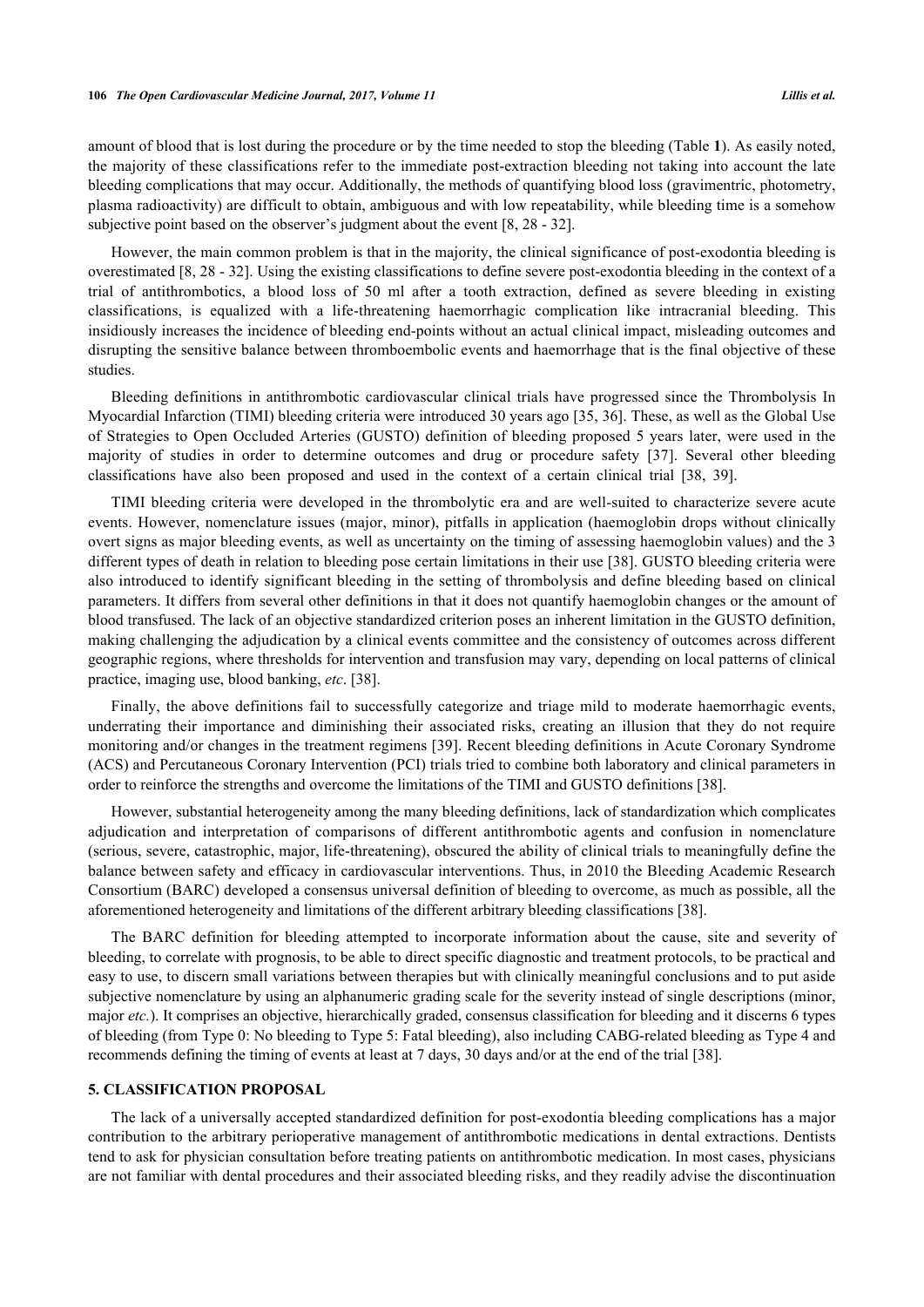amount of blood that is lost during the procedure or by the time needed to stop the bleeding (Table **1**). As easily noted, the majority of these classifications refer to the immediate post-extraction bleeding not taking into account the late bleeding complications that may occur. Additionally, the methods of quantifying blood loss (gravimentric, photometry, plasma radioactivity) are difficult to obtain, ambiguous and with low repeatability, while bleeding time is a somehow subjective point based on the observer's judgment about the event [8, 28 - 32].

However, the main common problem is that in the majority, the clinical significance of post-exodontia bleeding is overestimated [8, 28 - 32]. Using the existing classifications to define severe post-exodontia bleeding in the context of a trial of antithrombotics, a blood loss of 50 ml after a tooth extraction, defined as severe bleeding in existing classifications, is equalized with a life-threatening haemorrhagic complication like intracranial bleeding. This insidiously increases the incidence of bleeding end-points without an actual clinical impact, misleading outcomes and disrupting the sensitive balance between thromboembolic events and haemorrhage that is the final objective of these studies.

Bleeding definitions in antithrombotic cardiovascular clinical trials have progressed since the Thrombolysis In Myocardial Infarction (TIMI) bleeding criteria were introduced 30 years ago [35, 36]. These, as well as the Global Use of Strategies to Open Occluded Arteries (GUSTO) definition of bleeding proposed 5 years later, were used in the majority of studies in order to determine outcomes and drug or procedure safety [37]. Several other bleeding classifications have also been proposed and used in the context of a certain clinical trial [38, 39].

TIMI bleeding criteria were developed in the thrombolytic era and are well-suited to characterize severe acute events. However, nomenclature issues (major, minor), pitfalls in application (haemoglobin drops without clinically overt signs as major bleeding events, as well as uncertainty on the timing of assessing haemoglobin values) and the 3 different types of death in relation to bleeding pose certain limitations in their use [38]. GUSTO bleeding criteria were also introduced to identify significant bleeding in the setting of thrombolysis and define bleeding based on clinical parameters. It differs from several other definitions in that it does not quantify haemoglobin changes or the amount of blood transfused. The lack of an objective standardized criterion poses an inherent limitation in the GUSTO definition, making challenging the adjudication by a clinical events committee and the consistency of outcomes across different geographic regions, where thresholds for intervention and transfusion may vary, depending on local patterns of clinical practice, imaging use, blood banking, *etc*. [38].

Finally, the above definitions fail to successfully categorize and triage mild to moderate haemorrhagic events, underrating their importance and diminishing their associated risks, creating an illusion that they do not require monitoring and/or changes in the treatment regimens [39]. Recent bleeding definitions in Acute Coronary Syndrome (ACS) and Percutaneous Coronary Intervention (PCI) trials tried to combine both laboratory and clinical parameters in order to reinforce the strengths and overcome the limitations of the TIMI and GUSTO definitions [38].

However, substantial heterogeneity among the many bleeding definitions, lack of standardization which complicates adjudication and interpretation of comparisons of different antithrombotic agents and confusion in nomenclature (serious, severe, catastrophic, major, life-threatening), obscured the ability of clinical trials to meaningfully define the balance between safety and efficacy in cardiovascular interventions. Thus, in 2010 the Bleeding Academic Research Consortium (BARC) developed a consensus universal definition of bleeding to overcome, as much as possible, all the aforementioned heterogeneity and limitations of the different arbitrary bleeding classifications [38].

The BARC definition for bleeding attempted to incorporate information about the cause, site and severity of bleeding, to correlate with prognosis, to be able to direct specific diagnostic and treatment protocols, to be practical and easy to use, to discern small variations between therapies but with clinically meaningful conclusions and to put aside subjective nomenclature by using an alphanumeric grading scale for the severity instead of single descriptions (minor, major *etc.*). It comprises an objective, hierarchically graded, consensus classification for bleeding and it discerns 6 types of bleeding (from Type 0: No bleeding to Type 5: Fatal bleeding), also including CABG-related bleeding as Type 4 and recommends defining the timing of events at least at 7 days, 30 days and/or at the end of the trial [38].

## 5. CLASSIFICATION PROPOSAL

The lack of a universally accepted standardized definition for post-exodontia bleeding complications has a major contribution to the arbitrary perioperative management of antithrombotic medications in dental extractions. Dentists tend to ask for physician consultation before treating patients on antithrombotic medication. In most cases, physicians are not familiar with dental procedures and their associated bleeding risks, and they readily advise the discontinuation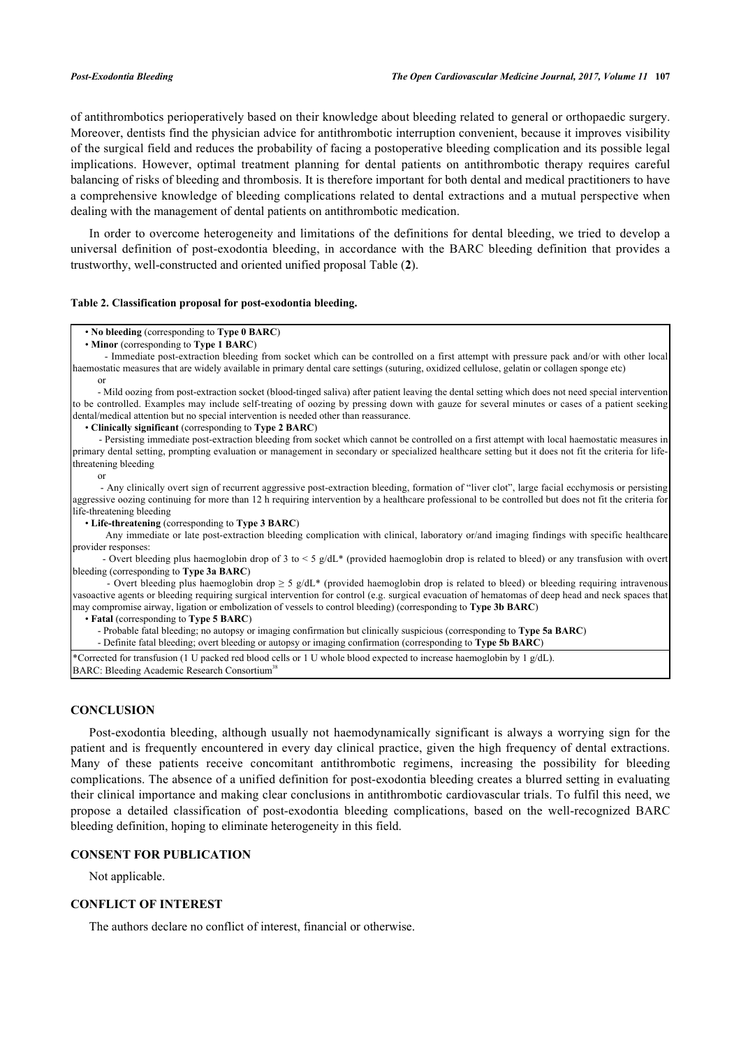of antithrombotics perioperatively based on their knowledge about bleeding related to general or orthopaedic surgery. Moreover, dentists find the physician advice for antithrombotic interruption convenient, because it improves visibility of the surgical field and reduces the probability of facing a postoperative bleeding complication and its possible legal implications. However, optimal treatment planning for dental patients on antithrombotic therapy requires careful balancing of risks of bleeding and thrombosis. It is therefore important for both dental and medical practitioners to have a comprehensive knowledge of bleeding complications related to dental extractions and a mutual perspective when dealing with the management of dental patients on antithrombotic medication.

In order to overcome heterogeneity and limitations of the definitions for dental bleeding, we tried to develop a universal definition of post-exodontia bleeding, in accordance with the BARC bleeding definition that provides a trustworthy, well-constructed and oriented unified proposal Table (**2**).

**Table 2. Classification proposal for post-exodontia bleeding.**

| |
|---|
| • **No bleeding** (corresponding to **Type 0 BARC**) |
| • **Minor** (corresponding to **Type 1 BARC**) |
| - Immediate post-extraction bleeding from socket which can be controlled on a first attempt with pressure pack and/or with other local haemostatic measures that are widely available in primary dental care settings (suturing, oxidized cellulose, gelatin or collagen sponge etc) |
| or |
| - Mild oozing from post-extraction socket (blood-tinged saliva) after patient leaving the dental setting which does not need special intervention to be controlled. Examples may include self-treating of oozing by pressing down with gauze for several minutes or cases of a patient seeking dental/medical attention but no special intervention is needed other than reassurance. |
| • **Clinically significant** (corresponding to **Type 2 BARC**) |
| - Persisting immediate post-extraction bleeding from socket which cannot be controlled on a first attempt with local haemostatic measures in primary dental setting, prompting evaluation or management in secondary or specialized healthcare setting but it does not fit the criteria for life-threatening bleeding |
| or |
| - Any clinically overt sign of recurrent aggressive post-extraction bleeding, formation of "liver clot", large facial ecchymosis or persisting aggressive oozing continuing for more than 12 h requiring intervention by a healthcare professional to be controlled but does not fit the criteria for life-threatening bleeding |
| • **Life-threatening** (corresponding to **Type 3 BARC**) |
| Any immediate or late post-extraction bleeding complication with clinical, laboratory or/and imaging findings with specific healthcare provider responses: |
| - Overt bleeding plus haemoglobin drop of 3 to < 5 g/dL* (provided haemoglobin drop is related to bleed) or any transfusion with overt bleeding (corresponding to **Type 3a BARC**) |
| - Overt bleeding plus haemoglobin drop ≥ 5 g/dL* (provided haemoglobin drop is related to bleed) or bleeding requiring intravenous vasoactive agents or bleeding requiring surgical intervention for control (e.g. surgical evacuation of hematomas of deep head and neck spaces that may compromise airway, ligation or embolization of vessels to control bleeding) (corresponding to **Type 3b BARC**) |
| • **Fatal** (corresponding to **Type 5 BARC**) |
| - Probable fatal bleeding; no autopsy or imaging confirmation but clinically suspicious (corresponding to **Type 5a BARC**) |
| - Definite fatal bleeding; overt bleeding or autopsy or imaging confirmation (corresponding to **Type 5b BARC**) |
| *Corrected for transfusion (1 U packed red blood cells or 1 U whole blood expected to increase haemoglobin by 1 g/dL). |
| BARC: Bleeding Academic Research Consortium[38] |

## CONCLUSION

Post-exodontia bleeding, although usually not haemodynamically significant is always a worrying sign for the patient and is frequently encountered in every day clinical practice, given the high frequency of dental extractions. Many of these patients receive concomitant antithrombotic regimens, increasing the possibility for bleeding complications. The absence of a unified definition for post-exodontia bleeding creates a blurred setting in evaluating their clinical importance and making clear conclusions in antithrombotic cardiovascular trials. To fulfil this need, we propose a detailed classification of post-exodontia bleeding complications, based on the well-recognized BARC bleeding definition, hoping to eliminate heterogeneity in this field.

## CONSENT FOR PUBLICATION

Not applicable.

## CONFLICT OF INTEREST

The authors declare no conflict of interest, financial or otherwise.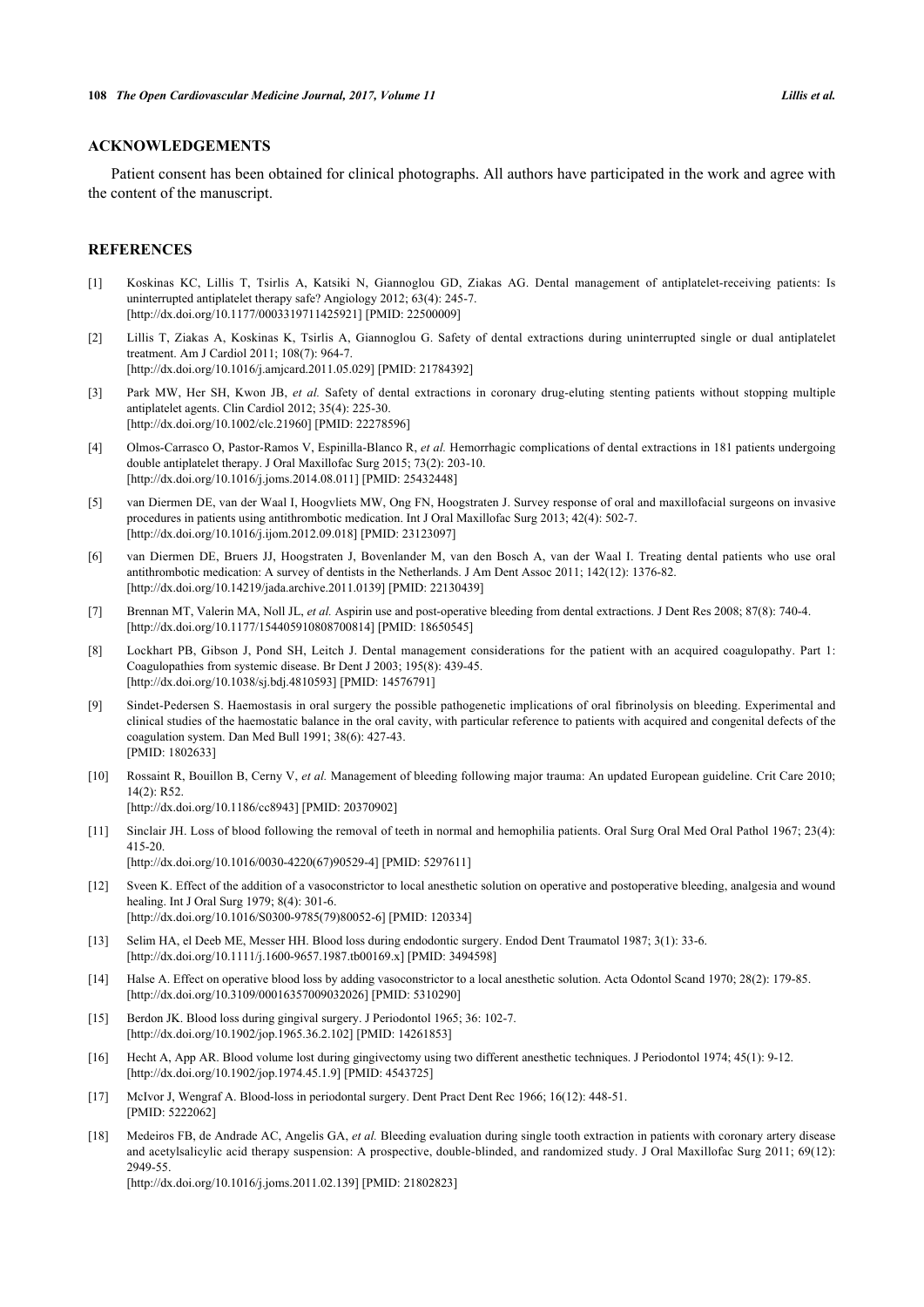## ACKNOWLEDGEMENTS

Patient consent has been obtained for clinical photographs. All authors have participated in the work and agree with the content of the manuscript.

## REFERENCES

[1] Koskinas KC, Lillis T, Tsirlis A, Katsiki N, Giannoglou GD, Ziakas AG. Dental management of antiplatelet-receiving patients: Is uninterrupted antiplatelet therapy safe? Angiology 2012; 63(4): 245-7. [http://dx.doi.org/10.1177/0003319711425921] [PMID: 22500009]

[2] Lillis T, Ziakas A, Koskinas K, Tsirlis A, Giannoglou G. Safety of dental extractions during uninterrupted single or dual antiplatelet treatment. Am J Cardiol 2011; 108(7): 964-7. [http://dx.doi.org/10.1016/j.amjcard.2011.05.029] [PMID: 21784392]

[3] Park MW, Her SH, Kwon JB, *et al.* Safety of dental extractions in coronary drug-eluting stenting patients without stopping multiple antiplatelet agents. Clin Cardiol 2012; 35(4): 225-30. [http://dx.doi.org/10.1002/clc.21960] [PMID: 22278596]

[4] Olmos-Carrasco O, Pastor-Ramos V, Espinilla-Blanco R, *et al.* Hemorrhagic complications of dental extractions in 181 patients undergoing double antiplatelet therapy. J Oral Maxillofac Surg 2015; 73(2): 203-10. [http://dx.doi.org/10.1016/j.joms.2014.08.011] [PMID: 25432448]

[5] van Diermen DE, van der Waal I, Hoogvliets MW, Ong FN, Hoogstraten J. Survey response of oral and maxillofacial surgeons on invasive procedures in patients using antithrombotic medication. Int J Oral Maxillofac Surg 2013; 42(4): 502-7. [http://dx.doi.org/10.1016/j.ijom.2012.09.018] [PMID: 23123097]

[6] van Diermen DE, Bruers JJ, Hoogstraten J, Bovenlander M, van den Bosch A, van der Waal I. Treating dental patients who use oral antithrombotic medication: A survey of dentists in the Netherlands. J Am Dent Assoc 2011; 142(12): 1376-82. [http://dx.doi.org/10.14219/jada.archive.2011.0139] [PMID: 22130439]

[7] Brennan MT, Valerin MA, Noll JL, *et al.* Aspirin use and post-operative bleeding from dental extractions. J Dent Res 2008; 87(8): 740-4. [http://dx.doi.org/10.1177/154405910808700814] [PMID: 18650545]

[8] Lockhart PB, Gibson J, Pond SH, Leitch J. Dental management considerations for the patient with an acquired coagulopathy. Part 1: Coagulopathies from systemic disease. Br Dent J 2003; 195(8): 439-45. [http://dx.doi.org/10.1038/sj.bdj.4810593] [PMID: 14576791]

[9] Sindet-Pedersen S. Haemostasis in oral surgery the possible pathogenetic implications of oral fibrinolysis on bleeding. Experimental and clinical studies of the haemostatic balance in the oral cavity, with particular reference to patients with acquired and congenital defects of the coagulation system. Dan Med Bull 1991; 38(6): 427-43. [PMID: 1802633]

[10] Rossaint R, Bouillon B, Cerny V, *et al.* Management of bleeding following major trauma: An updated European guideline. Crit Care 2010; 14(2): R52. [http://dx.doi.org/10.1186/cc8943] [PMID: 20370902]

[11] Sinclair JH. Loss of blood following the removal of teeth in normal and hemophilia patients. Oral Surg Oral Med Oral Pathol 1967; 23(4): 415-20. [http://dx.doi.org/10.1016/0030-4220(67)90529-4] [PMID: 5297611]

[12] Sveen K. Effect of the addition of a vasoconstrictor to local anesthetic solution on operative and postoperative bleeding, analgesia and wound healing. Int J Oral Surg 1979; 8(4): 301-6. [http://dx.doi.org/10.1016/S0300-9785(79)80052-6] [PMID: 120334]

[13] Selim HA, el Deeb ME, Messer HH. Blood loss during endodontic surgery. Endod Dent Traumatol 1987; 3(1): 33-6. [http://dx.doi.org/10.1111/j.1600-9657.1987.tb00169.x] [PMID: 3494598]

[14] Halse A. Effect on operative blood loss by adding vasoconstrictor to a local anesthetic solution. Acta Odontol Scand 1970; 28(2): 179-85. [http://dx.doi.org/10.3109/00016357009032026] [PMID: 5310290]

[15] Berdon JK. Blood loss during gingival surgery. J Periodontol 1965; 36: 102-7. [http://dx.doi.org/10.1902/jop.1965.36.2.102] [PMID: 14261853]

[16] Hecht A, App AR. Blood volume lost during gingivectomy using two different anesthetic techniques. J Periodontol 1974; 45(1): 9-12. [http://dx.doi.org/10.1902/jop.1974.45.1.9] [PMID: 4543725]

[17] McIvor J, Wengraf A. Blood-loss in periodontal surgery. Dent Pract Dent Rec 1966; 16(12): 448-51. [PMID: 5222062]

[18] Medeiros FB, de Andrade AC, Angelis GA, *et al.* Bleeding evaluation during single tooth extraction in patients with coronary artery disease and acetylsalicylic acid therapy suspension: A prospective, double-blinded, and randomized study. J Oral Maxillofac Surg 2011; 69(12): 2949-55. [http://dx.doi.org/10.1016/j.joms.2011.02.139] [PMID: 21802823]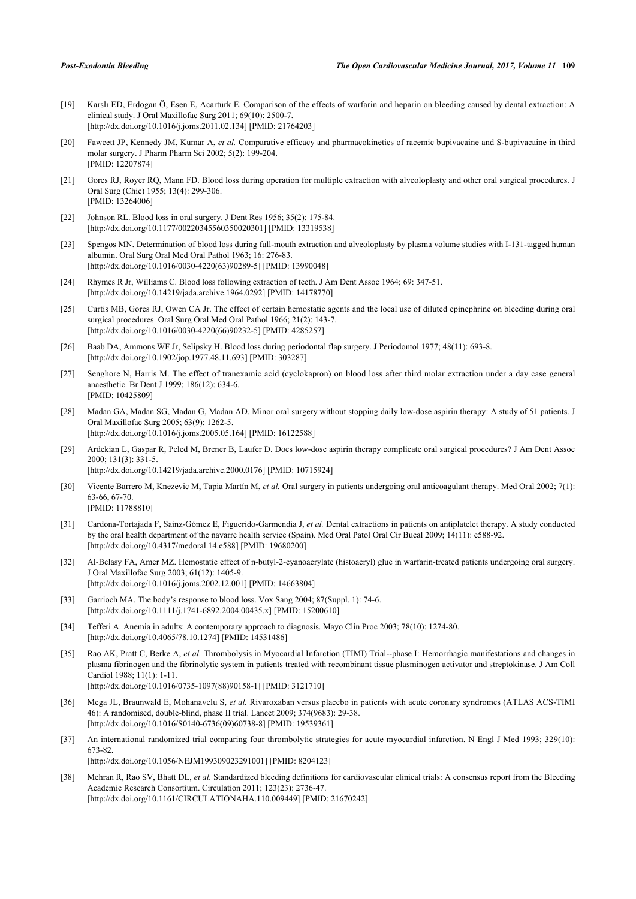[19] Karslı ED, Erdogan Ö, Esen E, Acartürk E. Comparison of the effects of warfarin and heparin on bleeding caused by dental extraction: A clinical study. J Oral Maxillofac Surg 2011; 69(10): 2500-7.
[http://dx.doi.org/10.1016/j.joms.2011.02.134] [PMID: 21764203]

[20] Fawcett JP, Kennedy JM, Kumar A, *et al.* Comparative efficacy and pharmacokinetics of racemic bupivacaine and S-bupivacaine in third molar surgery. J Pharm Pharm Sci 2002; 5(2): 199-204.
[PMID: 12207874]

[21] Gores RJ, Royer RQ, Mann FD. Blood loss during operation for multiple extraction with alveoloplasty and other oral surgical procedures. J Oral Surg (Chic) 1955; 13(4): 299-306.
[PMID: 13264006]

[22] Johnson RL. Blood loss in oral surgery. J Dent Res 1956; 35(2): 175-84.
[http://dx.doi.org/10.1177/00220345560350020301] [PMID: 13319538]

[23] Spengos MN. Determination of blood loss during full-mouth extraction and alveoloplasty by plasma volume studies with I-131-tagged human albumin. Oral Surg Oral Med Oral Pathol 1963; 16: 276-83.
[http://dx.doi.org/10.1016/0030-4220(63)90289-5] [PMID: 13990048]

[24] Rhymes R Jr, Williams C. Blood loss following extraction of teeth. J Am Dent Assoc 1964; 69: 347-51.
[http://dx.doi.org/10.14219/jada.archive.1964.0292] [PMID: 14178770]

[25] Curtis MB, Gores RJ, Owen CA Jr. The effect of certain hemostatic agents and the local use of diluted epinephrine on bleeding during oral surgical procedures. Oral Surg Oral Med Oral Pathol 1966; 21(2): 143-7.
[http://dx.doi.org/10.1016/0030-4220(66)90232-5] [PMID: 4285257]

[26] Baab DA, Ammons WF Jr, Selipsky H. Blood loss during periodontal flap surgery. J Periodontol 1977; 48(11): 693-8.
[http://dx.doi.org/10.1902/jop.1977.48.11.693] [PMID: 303287]

[27] Senghore N, Harris M. The effect of tranexamic acid (cyclokapron) on blood loss after third molar extraction under a day case general anaesthetic. Br Dent J 1999; 186(12): 634-6.
[PMID: 10425809]

[28] Madan GA, Madan SG, Madan G, Madan AD. Minor oral surgery without stopping daily low-dose aspirin therapy: A study of 51 patients. J Oral Maxillofac Surg 2005; 63(9): 1262-5.
[http://dx.doi.org/10.1016/j.joms.2005.05.164] [PMID: 16122588]

[29] Ardekian L, Gaspar R, Peled M, Brener B, Laufer D. Does low-dose aspirin therapy complicate oral surgical procedures? J Am Dent Assoc 2000; 131(3): 331-5.
[http://dx.doi.org/10.14219/jada.archive.2000.0176] [PMID: 10715924]

[30] Vicente Barrero M, Knezevic M, Tapia Martín M, *et al.* Oral surgery in patients undergoing oral anticoagulant therapy. Med Oral 2002; 7(1): 63-66, 67-70.
[PMID: 11788810]

[31] Cardona-Tortajada F, Sainz-Gómez E, Figuerido-Garmendia J, *et al.* Dental extractions in patients on antiplatelet therapy. A study conducted by the oral health department of the navarre health service (Spain). Med Oral Patol Oral Cir Bucal 2009; 14(11): e588-92.
[http://dx.doi.org/10.4317/medoral.14.e588] [PMID: 19680200]

[32] Al-Belasy FA, Amer MZ. Hemostatic effect of n-butyl-2-cyanoacrylate (histoacryl) glue in warfarin-treated patients undergoing oral surgery. J Oral Maxillofac Surg 2003; 61(12): 1405-9.
[http://dx.doi.org/10.1016/j.joms.2002.12.001] [PMID: 14663804]

[33] Garrioch MA. The body's response to blood loss. Vox Sang 2004; 87(Suppl. 1): 74-6.
[http://dx.doi.org/10.1111/j.1741-6892.2004.00435.x] [PMID: 15200610]

[34] Tefferi A. Anemia in adults: A contemporary approach to diagnosis. Mayo Clin Proc 2003; 78(10): 1274-80.
[http://dx.doi.org/10.4065/78.10.1274] [PMID: 14531486]

[35] Rao AK, Pratt C, Berke A, *et al.* Thrombolysis in Myocardial Infarction (TIMI) Trial--phase I: Hemorrhagic manifestations and changes in plasma fibrinogen and the fibrinolytic system in patients treated with recombinant tissue plasminogen activator and streptokinase. J Am Coll Cardiol 1988; 11(1): 1-11.
[http://dx.doi.org/10.1016/0735-1097(88)90158-1] [PMID: 3121710]

[36] Mega JL, Braunwald E, Mohanavelu S, *et al.* Rivaroxaban versus placebo in patients with acute coronary syndromes (ATLAS ACS-TIMI 46): A randomised, double-blind, phase II trial. Lancet 2009; 374(9683): 29-38.
[http://dx.doi.org/10.1016/S0140-6736(09)60738-8] [PMID: 19539361]

[37] An international randomized trial comparing four thrombolytic strategies for acute myocardial infarction. N Engl J Med 1993; 329(10): 673-82.
[http://dx.doi.org/10.1056/NEJM199309023291001] [PMID: 8204123]

[38] Mehran R, Rao SV, Bhatt DL, *et al.* Standardized bleeding definitions for cardiovascular clinical trials: A consensus report from the Bleeding Academic Research Consortium. Circulation 2011; 123(23): 2736-47.
[http://dx.doi.org/10.1161/CIRCULATIONAHA.110.009449] [PMID: 21670242]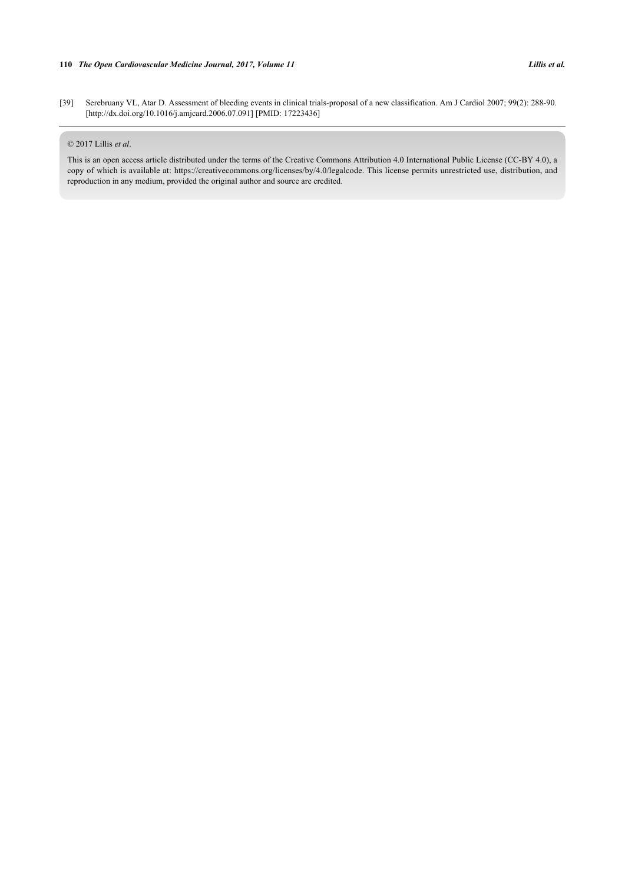[39] Serebruany VL, Atar D. Assessment of bleeding events in clinical trials-proposal of a new classification. Am J Cardiol 2007; 99(2): 288-90. [http://dx.doi.org/10.1016/j.amjcard.2006.07.091] [PMID: 17223436]

---

© 2017 Lillis *et al*.

This is an open access article distributed under the terms of the Creative Commons Attribution 4.0 International Public License (CC-BY 4.0), a copy of which is available at: https://creativecommons.org/licenses/by/4.0/legalcode. This license permits unrestricted use, distribution, and reproduction in any medium, provided the original author and source are credited.